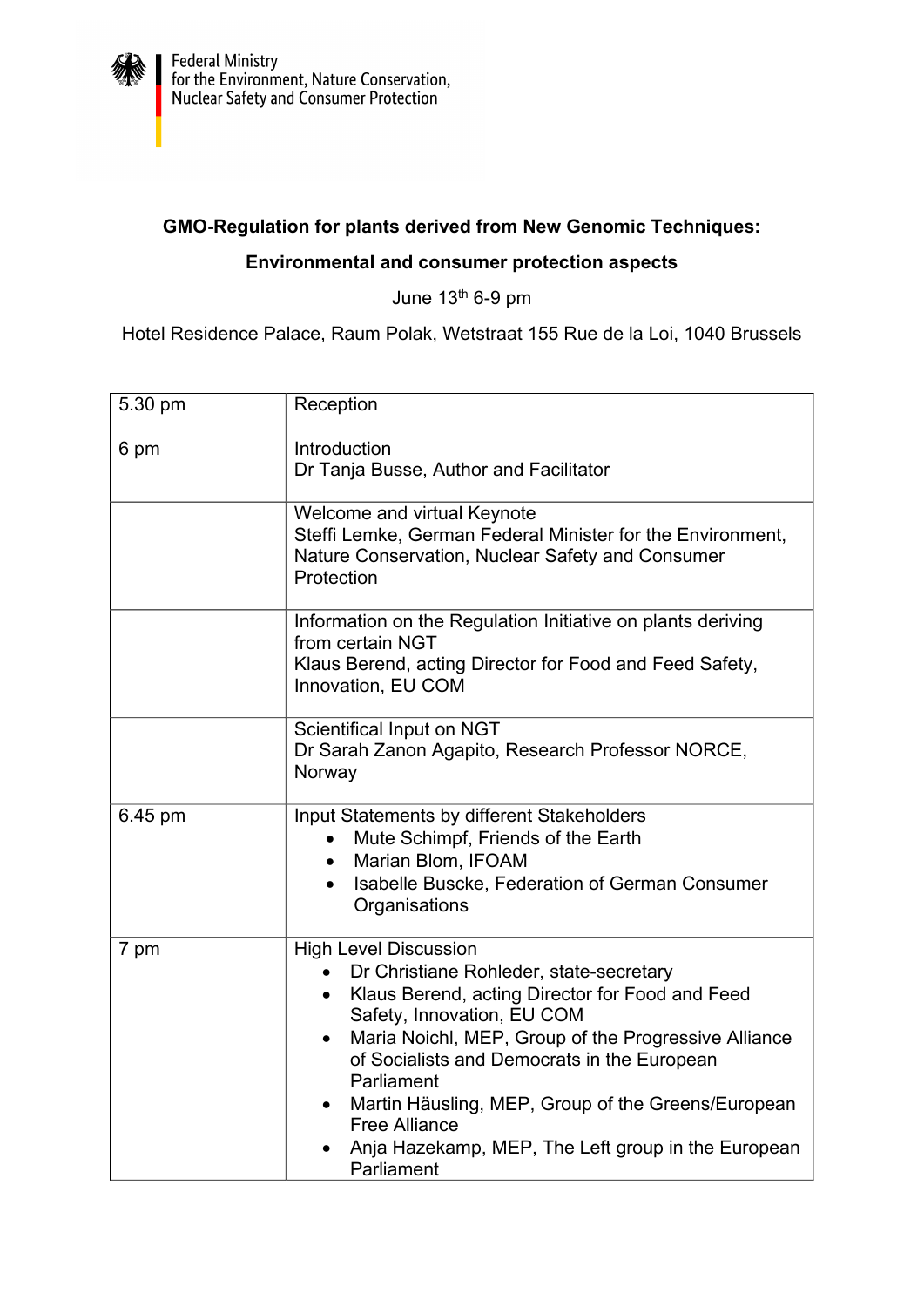Federal Ministry
for the Environment, Nature Conservation,
Nuclear Safety and Consumer Protection

**GMO-Regulation for plants derived from New Genomic Techniques:**

**Environmental and consumer protection aspects**

June 13th 6-9 pm

Hotel Residence Palace, Raum Polak, Wetstraat 155 Rue de la Loi, 1040 Brussels

| | |
|---|---|
| 5.30 pm | Reception |
| 6 pm | Introduction<br>Dr Tanja Busse, Author and Facilitator |
| | Welcome and virtual Keynote<br>Steffi Lemke, German Federal Minister for the Environment, Nature Conservation, Nuclear Safety and Consumer Protection |
| | Information on the Regulation Initiative on plants deriving from certain NGT<br>Klaus Berend, acting Director for Food and Feed Safety, Innovation, EU COM |
| | Scientifical Input on NGT<br>Dr Sarah Zanon Agapito, Research Professor NORCE, Norway |
| 6.45 pm | Input Statements by different Stakeholders<br>• Mute Schimpf, Friends of the Earth<br>• Marian Blom, IFOAM<br>• Isabelle Buscke, Federation of German Consumer Organisations |
| 7 pm | High Level Discussion<br>• Dr Christiane Rohleder, state-secretary<br>• Klaus Berend, acting Director for Food and Feed Safety, Innovation, EU COM<br>• Maria Noichl, MEP, Group of the Progressive Alliance of Socialists and Democrats in the European Parliament<br>• Martin Häusling, MEP, Group of the Greens/European Free Alliance<br>• Anja Hazekamp, MEP, The Left group in the European Parliament |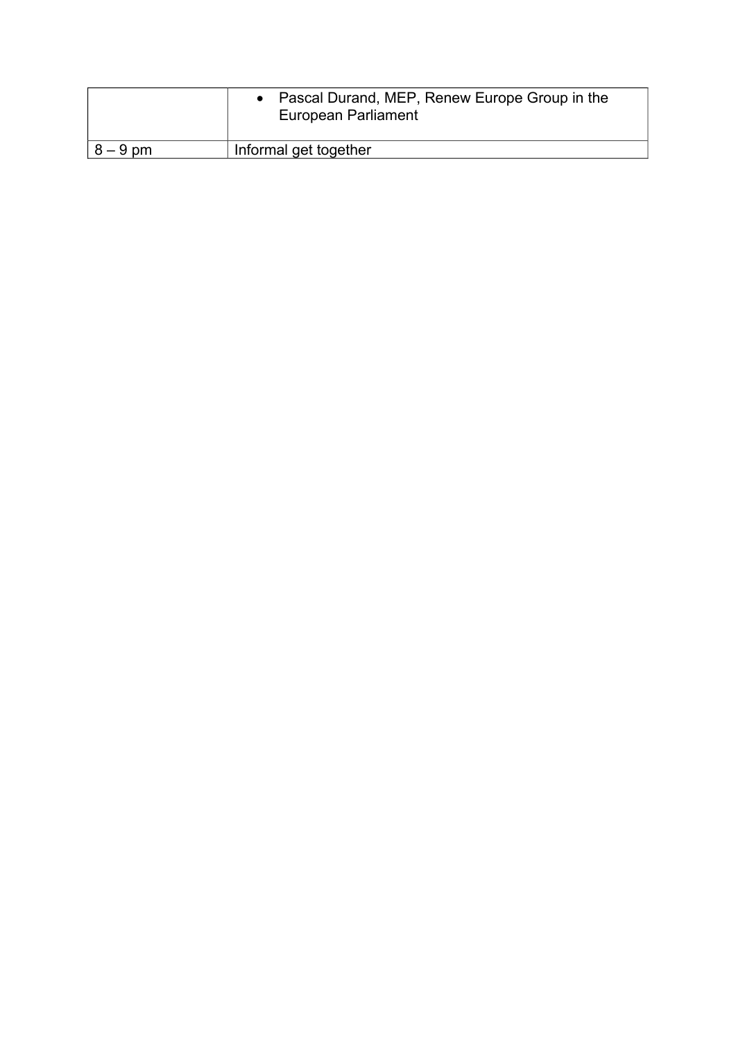| | |
|---|---|
| | • Pascal Durand, MEP, Renew Europe Group in the European Parliament |
| 8 – 9 pm | Informal get together |